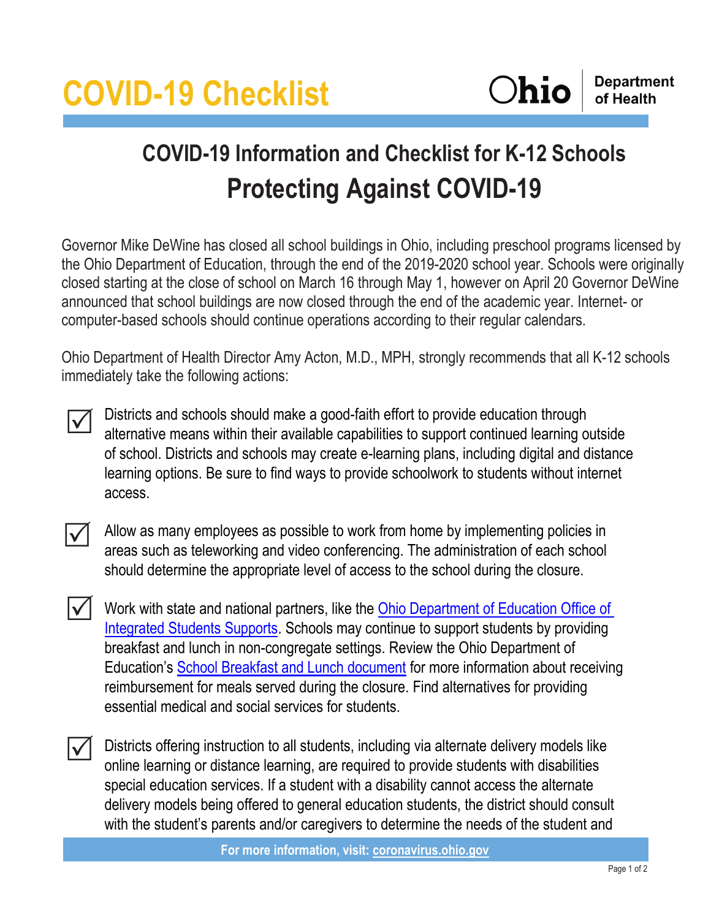# COVID-19 Checklist

Ohio Department of Health

## COVID-19 Information and Checklist for K-12 Schools

## Protecting Against COVID-19

Governor Mike DeWine has closed all school buildings in Ohio, including preschool programs licensed by the Ohio Department of Education, through the end of the 2019-2020 school year. Schools were originally closed starting at the close of school on March 16 through May 1, however on April 20 Governor DeWine announced that school buildings are now closed through the end of the academic year. Internet- or computer-based schools should continue operations according to their regular calendars.

Ohio Department of Health Director Amy Acton, M.D., MPH, strongly recommends that all K-12 schools immediately take the following actions:

- ☑ Districts and schools should make a good-faith effort to provide education through alternative means within their available capabilities to support continued learning outside of school. Districts and schools may create e-learning plans, including digital and distance learning options. Be sure to find ways to provide schoolwork to students without internet access.

- ☑ Allow as many employees as possible to work from home by implementing policies in areas such as teleworking and video conferencing. The administration of each school should determine the appropriate level of access to the school during the closure.

- ☑ Work with state and national partners, like the Ohio Department of Education Office of Integrated Students Supports. Schools may continue to support students by providing breakfast and lunch in non-congregate settings. Review the Ohio Department of Education's School Breakfast and Lunch document for more information about receiving reimbursement for meals served during the closure. Find alternatives for providing essential medical and social services for students.

- ☑ Districts offering instruction to all students, including via alternate delivery models like online learning or distance learning, are required to provide students with disabilities special education services. If a student with a disability cannot access the alternate delivery models being offered to general education students, the district should consult with the student's parents and/or caregivers to determine the needs of the student and

For more information, visit: coronavirus.ohio.gov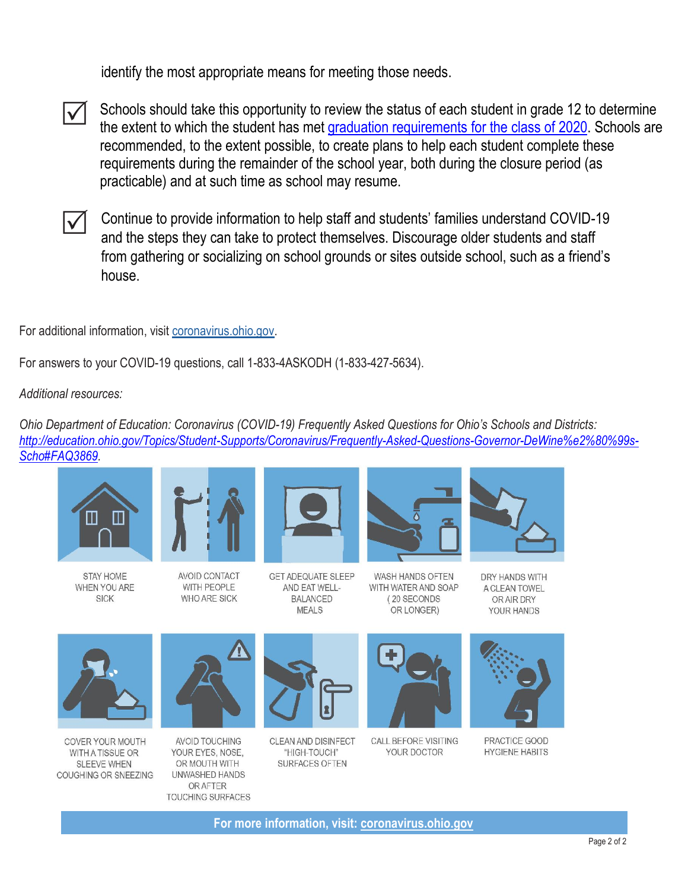identify the most appropriate means for meeting those needs.

- ☑ Schools should take this opportunity to review the status of each student in grade 12 to determine the extent to which the student has met graduation requirements for the class of 2020. Schools are recommended, to the extent possible, to create plans to help each student complete these requirements during the remainder of the school year, both during the closure period (as practicable) and at such time as school may resume.

- ☑ Continue to provide information to help staff and students' families understand COVID-19 and the steps they can take to protect themselves. Discourage older students and staff from gathering or socializing on school grounds or sites outside school, such as a friend's house.

For additional information, visit coronavirus.ohio.gov.

For answers to your COVID-19 questions, call 1-833-4ASKODH (1-833-427-5634).

*Additional resources:*

*Ohio Department of Education: Coronavirus (COVID-19) Frequently Asked Questions for Ohio's Schools and Districts:* *http://education.ohio.gov/Topics/Student-Supports/Coronavirus/Frequently-Asked-Questions-Governor-DeWine%e2%80%99s-Scho#FAQ3869.*

STAY HOME WHEN YOU ARE SICK

AVOID CONTACT WITH PEOPLE WHO ARE SICK

GET ADEQUATE SLEEP AND EAT WELL-BALANCED MEALS

WASH HANDS OFTEN WITH WATER AND SOAP (20 SECONDS OR LONGER)

DRY HANDS WITH A CLEAN TOWEL OR AIR DRY YOUR HANDS

COVER YOUR MOUTH WITH A TISSUE OR SLEEVE WHEN COUGHING OR SNEEZING

AVOID TOUCHING YOUR EYES, NOSE, OR MOUTH WITH UNWASHED HANDS OR AFTER TOUCHING SURFACES

CLEAN AND DISINFECT "HIGH-TOUCH" SURFACES OFTEN

CALL BEFORE VISITING YOUR DOCTOR

PRACTICE GOOD HYGIENE HABITS

**For more information, visit: coronavirus.ohio.gov**